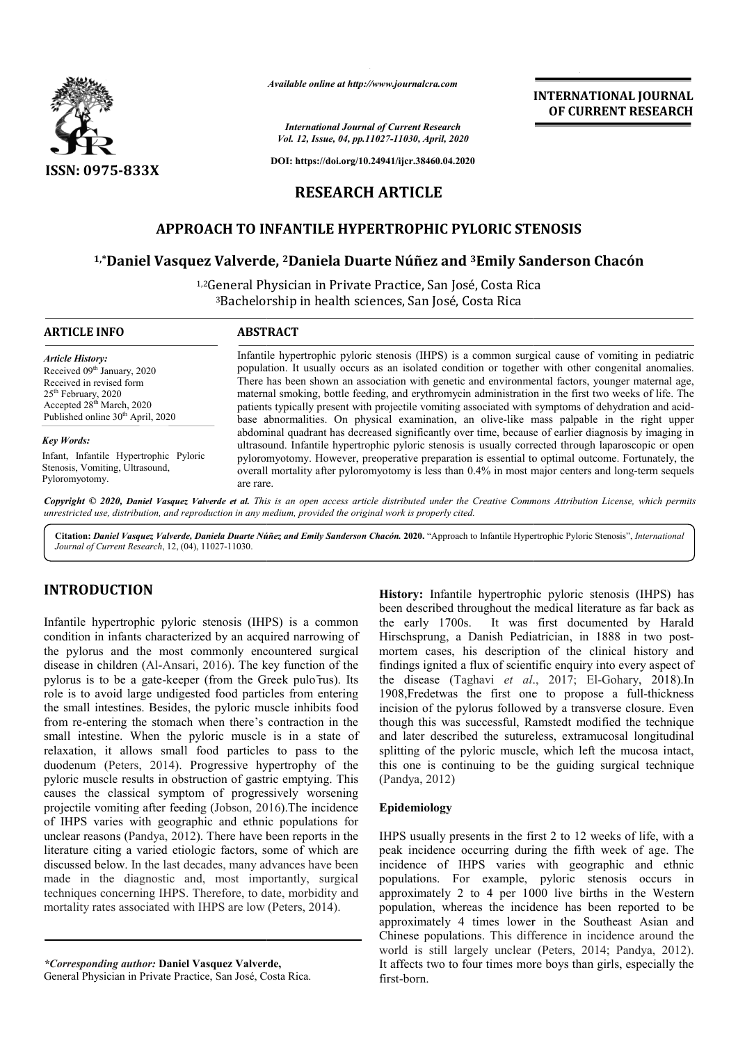# RESEARCH ARTICLE

# APPROACH TO INFANTILE HYPERTROPHIC PYLORIC STENOSIS

**[1,*]Daniel Vasquez Valverde, [2]Daniela Duarte Núñez and [3]Emily Sanderson Chacón**

[1,2]General Physician in Private Practice, San José, Costa Rica
[3]Bachelorship in health sciences, San José, Costa Rica

## ARTICLE INFO

*Article History:*
Received 09th January, 2020
Received in revised form
25th February, 2020
Accepted 28th March, 2020
Published online 30th April, 2020

*Key Words:*
Infant, Infantile Hypertrophic Pyloric Stenosis, Vomiting, Ultrasound, Pyloromyotomy.

## ABSTRACT

Infantile hypertrophic pyloric stenosis (IHPS) is a common surgical cause of vomiting in pediatric population. It usually occurs as an isolated condition or together with other congenital anomalies. There has been shown an association with genetic and environmental factors, younger maternal age, maternal smoking, bottle feeding, and erythromycin administration in the first two weeks of life. The patients typically present with projectile vomiting associated with symptoms of dehydration and acid-base abnormalities. On physical examination, an olive-like mass palpable in the right upper abdominal quadrant has decreased significantly over time, because of earlier diagnosis by imaging in ultrasound. Infantile hypertrophic pyloric stenosis is usually corrected through laparoscopic or open pyloromyotomy. However, preoperative preparation is essential to optimal outcome. Fortunately, the overall mortality after pyloromyotomy is less than 0.4% in most major centers and long-term sequels are rare.

*Copyright © 2020, Daniel Vasquez Valverde et al. This is an open access article distributed under the Creative Commons Attribution License, which permits unrestricted use, distribution, and reproduction in any medium, provided the original work is properly cited.*

**Citation:** *Daniel Vasquez Valverde, Daniela Duarte Núñez and Emily Sanderson Chacón.* **2020.** "Approach to Infantile Hypertrophic Pyloric Stenosis", *International Journal of Current Research*, 12, (04), 11027-11030.

## INTRODUCTION

Infantile hypertrophic pyloric stenosis (IHPS) is a common condition in infants characterized by an acquired narrowing of the pylorus and the most commonly encountered surgical disease in children (Al-Ansari, 2016). The key function of the pylorus is to be a gate-keeper (from the Greek pulōrus). Its role is to avoid large undigested food particles from entering the small intestines. Besides, the pyloric muscle inhibits food from re-entering the stomach when there's contraction in the small intestine. When the pyloric muscle is in a state of relaxation, it allows small food particles to pass to the duodenum (Peters, 2014). Progressive hypertrophy of the pyloric muscle results in obstruction of gastric emptying. This causes the classical symptom of progressively worsening projectile vomiting after feeding (Jobson, 2016).The incidence of IHPS varies with geographic and ethnic populations for unclear reasons (Pandya, 2012). There have been reports in the literature citing a varied etiologic factors, some of which are discussed below. In the last decades, many advances have been made in the diagnostic and, most importantly, surgical techniques concerning IHPS. Therefore, to date, morbidity and mortality rates associated with IHPS are low (Peters, 2014).

**History:** Infantile hypertrophic pyloric stenosis (IHPS) has been described throughout the medical literature as far back as the early 1700s. It was first documented by Harald Hirschsprung, a Danish Pediatrician, in 1888 in two post-mortem cases, his description of the clinical history and findings ignited a flux of scientific enquiry into every aspect of the disease (Taghavi *et al*., 2017; El-Gohary, 2018).In 1908,Fredetwas the first one to propose a full-thickness incision of the pylorus followed by a transverse closure. Even though this was successful, Ramstedt modified the technique and later described the sutureless, extramucosal longitudinal splitting of the pyloric muscle, which left the mucosa intact, this one is continuing to be the guiding surgical technique (Pandya, 2012)

### Epidemiology

IHPS usually presents in the first 2 to 12 weeks of life, with a peak incidence occurring during the fifth week of age. The incidence of IHPS varies with geographic and ethnic populations. For example, pyloric stenosis occurs in approximately 2 to 4 per 1000 live births in the Western population, whereas the incidence has been reported to be approximately 4 times lower in the Southeast Asian and Chinese populations. This difference in incidence around the world is still largely unclear (Peters, 2014; Pandya, 2012). It affects two to four times more boys than girls, especially the first-born.

*\*Corresponding author:* **Daniel Vasquez Valverde,**
General Physician in Private Practice, San José, Costa Rica.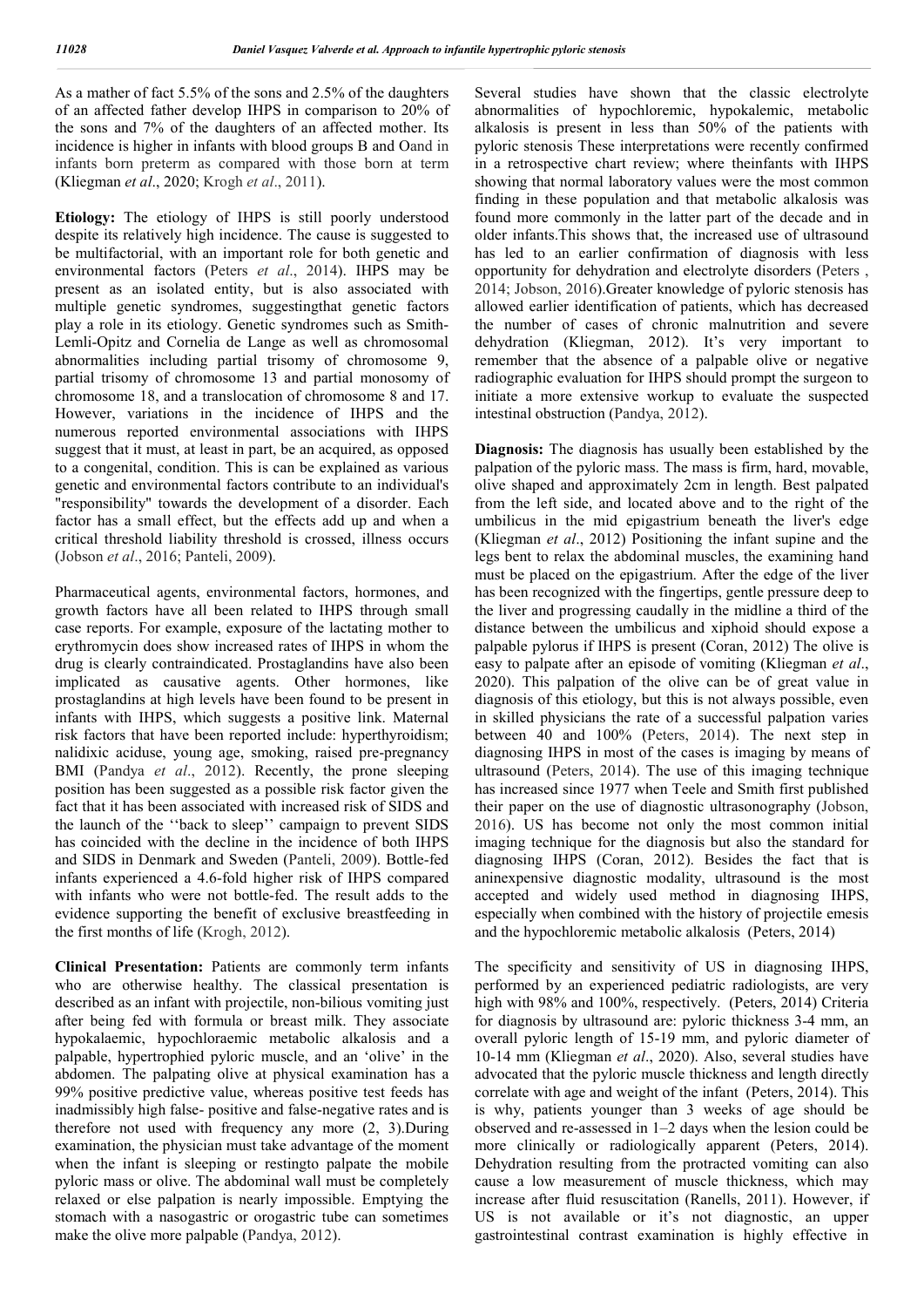As a mather of fact 5.5% of the sons and 2.5% of the daughters of an affected father develop IHPS in comparison to 20% of the sons and 7% of the daughters of an affected mother. Its incidence is higher in infants with blood groups B and Oand in infants born preterm as compared with those born at term (Kliegman *et al*., 2020; Krogh *et al*., 2011).

**Etiology:** The etiology of IHPS is still poorly understood despite its relatively high incidence. The cause is suggested to be multifactorial, with an important role for both genetic and environmental factors (Peters *et al*., 2014). IHPS may be present as an isolated entity, but is also associated with multiple genetic syndromes, suggestingthat genetic factors play a role in its etiology. Genetic syndromes such as Smith-Lemli-Opitz and Cornelia de Lange as well as chromosomal abnormalities including partial trisomy of chromosome 9, partial trisomy of chromosome 13 and partial monosomy of chromosome 18, and a translocation of chromosome 8 and 17. However, variations in the incidence of IHPS and the numerous reported environmental associations with IHPS suggest that it must, at least in part, be an acquired, as opposed to a congenital, condition. This is can be explained as various genetic and environmental factors contribute to an individual's "responsibility" towards the development of a disorder. Each factor has a small effect, but the effects add up and when a critical threshold liability threshold is crossed, illness occurs (Jobson *et al*., 2016; Panteli, 2009).

Pharmaceutical agents, environmental factors, hormones, and growth factors have all been related to IHPS through small case reports. For example, exposure of the lactating mother to erythromycin does show increased rates of IHPS in whom the drug is clearly contraindicated. Prostaglandins have also been implicated as causative agents. Other hormones, like prostaglandins at high levels have been found to be present in infants with IHPS, which suggests a positive link. Maternal risk factors that have been reported include: hyperthyroidism; nalidixic aciduse, young age, smoking, raised pre-pregnancy BMI (Pandya *et al*., 2012). Recently, the prone sleeping position has been suggested as a possible risk factor given the fact that it has been associated with increased risk of SIDS and the launch of the ''back to sleep'' campaign to prevent SIDS has coincided with the decline in the incidence of both IHPS and SIDS in Denmark and Sweden (Panteli, 2009). Bottle-fed infants experienced a 4.6-fold higher risk of IHPS compared with infants who were not bottle-fed. The result adds to the evidence supporting the benefit of exclusive breastfeeding in the first months of life (Krogh, 2012).

**Clinical Presentation:** Patients are commonly term infants who are otherwise healthy. The classical presentation is described as an infant with projectile, non-bilious vomiting just after being fed with formula or breast milk. They associate hypokalaemic, hypochloraemic metabolic alkalosis and a palpable, hypertrophied pyloric muscle, and an 'olive' in the abdomen. The palpating olive at physical examination has a 99% positive predictive value, whereas positive test feeds has inadmissibly high false- positive and false-negative rates and is therefore not used with frequency any more (2, 3).During examination, the physician must take advantage of the moment when the infant is sleeping or restingto palpate the mobile pyloric mass or olive. The abdominal wall must be completely relaxed or else palpation is nearly impossible. Emptying the stomach with a nasogastric or orogastric tube can sometimes make the olive more palpable (Pandya, 2012).

Several studies have shown that the classic electrolyte abnormalities of hypochloremic, hypokalemic, metabolic alkalosis is present in less than 50% of the patients with pyloric stenosis These interpretations were recently confirmed in a retrospective chart review; where theinfants with IHPS showing that normal laboratory values were the most common finding in these population and that metabolic alkalosis was found more commonly in the latter part of the decade and in older infants.This shows that, the increased use of ultrasound has led to an earlier confirmation of diagnosis with less opportunity for dehydration and electrolyte disorders (Peters , 2014; Jobson, 2016).Greater knowledge of pyloric stenosis has allowed earlier identification of patients, which has decreased the number of cases of chronic malnutrition and severe dehydration (Kliegman, 2012). It's very important to remember that the absence of a palpable olive or negative radiographic evaluation for IHPS should prompt the surgeon to initiate a more extensive workup to evaluate the suspected intestinal obstruction (Pandya, 2012).

**Diagnosis:** The diagnosis has usually been established by the palpation of the pyloric mass. The mass is firm, hard, movable, olive shaped and approximately 2cm in length. Best palpated from the left side, and located above and to the right of the umbilicus in the mid epigastrium beneath the liver's edge (Kliegman *et al*., 2012) Positioning the infant supine and the legs bent to relax the abdominal muscles, the examining hand must be placed on the epigastrium. After the edge of the liver has been recognized with the fingertips, gentle pressure deep to the liver and progressing caudally in the midline a third of the distance between the umbilicus and xiphoid should expose a palpable pylorus if IHPS is present (Coran, 2012) The olive is easy to palpate after an episode of vomiting (Kliegman *et al*., 2020). This palpation of the olive can be of great value in diagnosis of this etiology, but this is not always possible, even in skilled physicians the rate of a successful palpation varies between 40 and 100% (Peters, 2014). The next step in diagnosing IHPS in most of the cases is imaging by means of ultrasound (Peters, 2014). The use of this imaging technique has increased since 1977 when Teele and Smith first published their paper on the use of diagnostic ultrasonography (Jobson, 2016). US has become not only the most common initial imaging technique for the diagnosis but also the standard for diagnosing IHPS (Coran, 2012). Besides the fact that is aninexpensive diagnostic modality, ultrasound is the most accepted and widely used method in diagnosing IHPS, especially when combined with the history of projectile emesis and the hypochloremic metabolic alkalosis (Peters, 2014)

The specificity and sensitivity of US in diagnosing IHPS, performed by an experienced pediatric radiologists, are very high with 98% and 100%, respectively. (Peters, 2014) Criteria for diagnosis by ultrasound are: pyloric thickness 3-4 mm, an overall pyloric length of 15-19 mm, and pyloric diameter of 10-14 mm (Kliegman *et al*., 2020). Also, several studies have advocated that the pyloric muscle thickness and length directly correlate with age and weight of the infant (Peters, 2014). This is why, patients younger than 3 weeks of age should be observed and re-assessed in 1–2 days when the lesion could be more clinically or radiologically apparent (Peters, 2014). Dehydration resulting from the protracted vomiting can also cause a low measurement of muscle thickness, which may increase after fluid resuscitation (Ranells, 2011). However, if US is not available or it's not diagnostic, an upper gastrointestinal contrast examination is highly effective in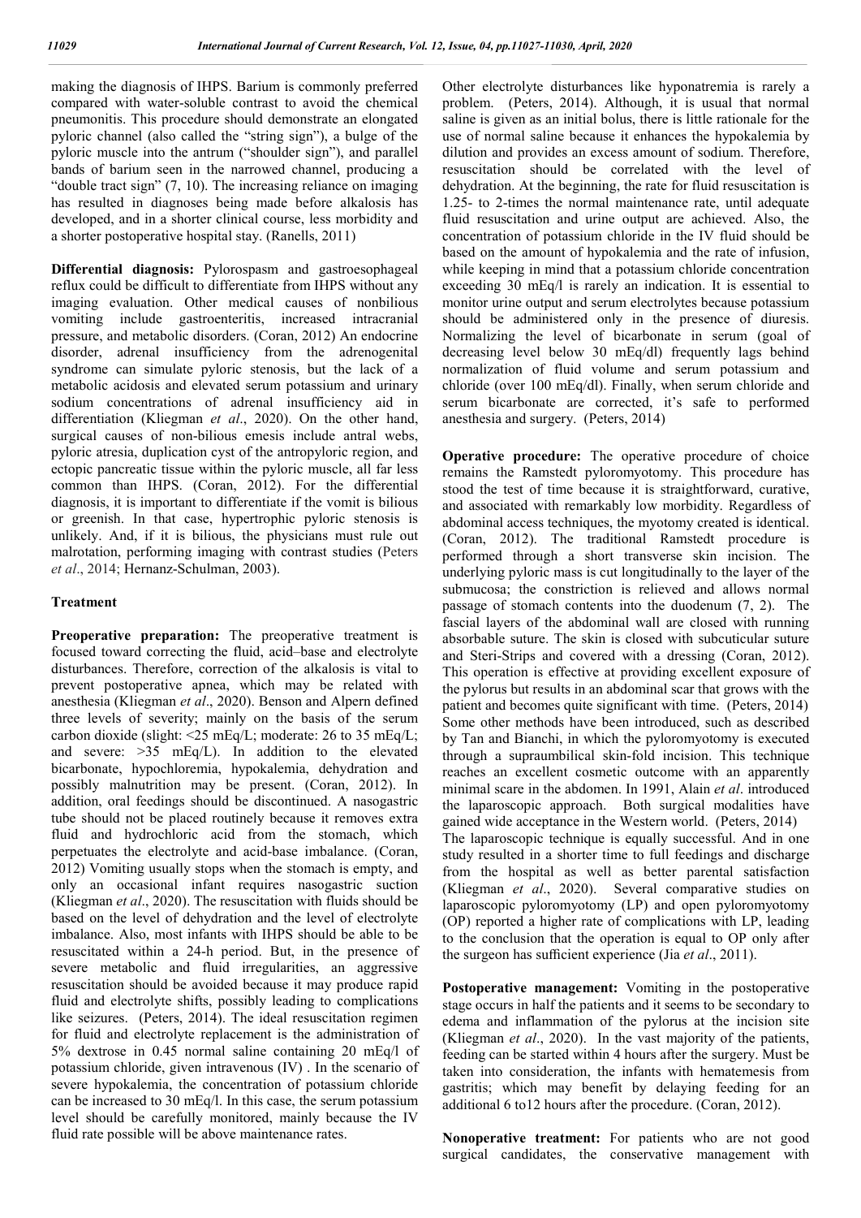making the diagnosis of IHPS. Barium is commonly preferred compared with water-soluble contrast to avoid the chemical pneumonitis. This procedure should demonstrate an elongated pyloric channel (also called the "string sign"), a bulge of the pyloric muscle into the antrum ("shoulder sign"), and parallel bands of barium seen in the narrowed channel, producing a "double tract sign" (7, 10). The increasing reliance on imaging has resulted in diagnoses being made before alkalosis has developed, and in a shorter clinical course, less morbidity and a shorter postoperative hospital stay. (Ranells, 2011)

**Differential diagnosis:** Pylorospasm and gastroesophageal reflux could be difficult to differentiate from IHPS without any imaging evaluation. Other medical causes of nonbilious vomiting include gastroenteritis, increased intracranial pressure, and metabolic disorders. (Coran, 2012) An endocrine disorder, adrenal insufficiency from the adrenogenital syndrome can simulate pyloric stenosis, but the lack of a metabolic acidosis and elevated serum potassium and urinary sodium concentrations of adrenal insufficiency aid in differentiation (Kliegman *et al*., 2020). On the other hand, surgical causes of non-bilious emesis include antral webs, pyloric atresia, duplication cyst of the antropyloric region, and ectopic pancreatic tissue within the pyloric muscle, all far less common than IHPS. (Coran, 2012). For the differential diagnosis, it is important to differentiate if the vomit is bilious or greenish. In that case, hypertrophic pyloric stenosis is unlikely. And, if it is bilious, the physicians must rule out malrotation, performing imaging with contrast studies (Peters *et al*., 2014; Hernanz-Schulman, 2003).

## Treatment

**Preoperative preparation:** The preoperative treatment is focused toward correcting the fluid, acid–base and electrolyte disturbances. Therefore, correction of the alkalosis is vital to prevent postoperative apnea, which may be related with anesthesia (Kliegman *et al*., 2020). Benson and Alpern defined three levels of severity; mainly on the basis of the serum carbon dioxide (slight: <25 mEq/L; moderate: 26 to 35 mEq/L; and severe: >35 mEq/L). In addition to the elevated bicarbonate, hypochloremia, hypokalemia, dehydration and possibly malnutrition may be present. (Coran, 2012). In addition, oral feedings should be discontinued. A nasogastric tube should not be placed routinely because it removes extra fluid and hydrochloric acid from the stomach, which perpetuates the electrolyte and acid-base imbalance. (Coran, 2012) Vomiting usually stops when the stomach is empty, and only an occasional infant requires nasogastric suction (Kliegman *et al*., 2020). The resuscitation with fluids should be based on the level of dehydration and the level of electrolyte imbalance. Also, most infants with IHPS should be able to be resuscitated within a 24-h period. But, in the presence of severe metabolic and fluid irregularities, an aggressive resuscitation should be avoided because it may produce rapid fluid and electrolyte shifts, possibly leading to complications like seizures. (Peters, 2014). The ideal resuscitation regimen for fluid and electrolyte replacement is the administration of 5% dextrose in 0.45 normal saline containing 20 mEq/l of potassium chloride, given intravenous (IV) . In the scenario of severe hypokalemia, the concentration of potassium chloride can be increased to 30 mEq/l. In this case, the serum potassium level should be carefully monitored, mainly because the IV fluid rate possible will be above maintenance rates.

Other electrolyte disturbances like hyponatremia is rarely a problem. (Peters, 2014). Although, it is usual that normal saline is given as an initial bolus, there is little rationale for the use of normal saline because it enhances the hypokalemia by dilution and provides an excess amount of sodium. Therefore, resuscitation should be correlated with the level of dehydration. At the beginning, the rate for fluid resuscitation is 1.25- to 2-times the normal maintenance rate, until adequate fluid resuscitation and urine output are achieved. Also, the concentration of potassium chloride in the IV fluid should be based on the amount of hypokalemia and the rate of infusion, while keeping in mind that a potassium chloride concentration exceeding 30 mEq/l is rarely an indication. It is essential to monitor urine output and serum electrolytes because potassium should be administered only in the presence of diuresis. Normalizing the level of bicarbonate in serum (goal of decreasing level below 30 mEq/dl) frequently lags behind normalization of fluid volume and serum potassium and chloride (over 100 mEq/dl). Finally, when serum chloride and serum bicarbonate are corrected, it's safe to performed anesthesia and surgery. (Peters, 2014)

**Operative procedure:** The operative procedure of choice remains the Ramstedt pyloromyotomy. This procedure has stood the test of time because it is straightforward, curative, and associated with remarkably low morbidity. Regardless of abdominal access techniques, the myotomy created is identical. (Coran, 2012). The traditional Ramstedt procedure is performed through a short transverse skin incision. The underlying pyloric mass is cut longitudinally to the layer of the submucosa; the constriction is relieved and allows normal passage of stomach contents into the duodenum (7, 2). The fascial layers of the abdominal wall are closed with running absorbable suture. The skin is closed with subcuticular suture and Steri-Strips and covered with a dressing (Coran, 2012). This operation is effective at providing excellent exposure of the pylorus but results in an abdominal scar that grows with the patient and becomes quite significant with time. (Peters, 2014) Some other methods have been introduced, such as described by Tan and Bianchi, in which the pyloromyotomy is executed through a supraumbilical skin-fold incision. This technique reaches an excellent cosmetic outcome with an apparently minimal scare in the abdomen. In 1991, Alain *et al*. introduced the laparoscopic approach. Both surgical modalities have gained wide acceptance in the Western world. (Peters, 2014)
The laparoscopic technique is equally successful. And in one study resulted in a shorter time to full feedings and discharge from the hospital as well as better parental satisfaction (Kliegman *et al*., 2020). Several comparative studies on laparoscopic pyloromyotomy (LP) and open pyloromyotomy (OP) reported a higher rate of complications with LP, leading to the conclusion that the operation is equal to OP only after the surgeon has sufficient experience (Jia *et al*., 2011).

**Postoperative management:** Vomiting in the postoperative stage occurs in half the patients and it seems to be secondary to edema and inflammation of the pylorus at the incision site (Kliegman *et al*., 2020). In the vast majority of the patients, feeding can be started within 4 hours after the surgery. Must be taken into consideration, the infants with hematemesis from gastritis; which may benefit by delaying feeding for an additional 6 to12 hours after the procedure. (Coran, 2012).

**Nonoperative treatment:** For patients who are not good surgical candidates, the conservative management with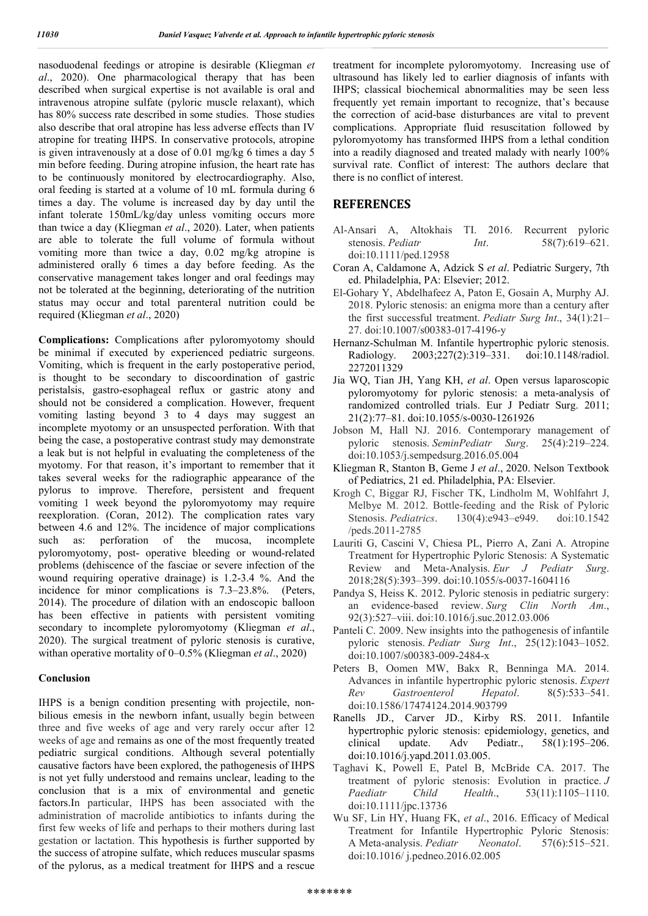nasoduodenal feedings or atropine is desirable (Kliegman *et al*., 2020). One pharmacological therapy that has been described when surgical expertise is not available is oral and intravenous atropine sulfate (pyloric muscle relaxant), which has 80% success rate described in some studies. Those studies also describe that oral atropine has less adverse effects than IV atropine for treating IHPS. In conservative protocols, atropine is given intravenously at a dose of 0.01 mg/kg 6 times a day 5 min before feeding. During atropine infusion, the heart rate has to be continuously monitored by electrocardiography. Also, oral feeding is started at a volume of 10 mL formula during 6 times a day. The volume is increased day by day until the infant tolerate 150mL/kg/day unless vomiting occurs more than twice a day (Kliegman *et al*., 2020). Later, when patients are able to tolerate the full volume of formula without vomiting more than twice a day, 0.02 mg/kg atropine is administered orally 6 times a day before feeding. As the conservative management takes longer and oral feedings may not be tolerated at the beginning, deteriorating of the nutrition status may occur and total parenteral nutrition could be required (Kliegman *et al*., 2020)

**Complications:** Complications after pyloromyotomy should be minimal if executed by experienced pediatric surgeons. Vomiting, which is frequent in the early postoperative period, is thought to be secondary to discoordination of gastric peristalsis, gastro-esophageal reflux or gastric atony and should not be considered a complication. However, frequent vomiting lasting beyond 3 to 4 days may suggest an incomplete myotomy or an unsuspected perforation. With that being the case, a postoperative contrast study may demonstrate a leak but is not helpful in evaluating the completeness of the myotomy. For that reason, it's important to remember that it takes several weeks for the radiographic appearance of the pylorus to improve. Therefore, persistent and frequent vomiting 1 week beyond the pyloromyotomy may require reexploration. (Coran, 2012). The complication rates vary between 4.6 and 12%. The incidence of major complications such as: perforation of the mucosa, incomplete pyloromyotomy, post- operative bleeding or wound-related problems (dehiscence of the fasciae or severe infection of the wound requiring operative drainage) is 1.2-3.4 %. And the incidence for minor complications is 7.3–23.8%. (Peters, 2014). The procedure of dilation with an endoscopic balloon has been effective in patients with persistent vomiting secondary to incomplete pyloromyotomy (Kliegman *et al*., 2020). The surgical treatment of pyloric stenosis is curative, withan operative mortality of 0–0.5% (Kliegman *et al*., 2020)

### Conclusion

IHPS is a benign condition presenting with projectile, non-bilious emesis in the newborn infant, usually begin between three and five weeks of age and very rarely occur after 12 weeks of age and remains as one of the most frequently treated pediatric surgical conditions. Although several potentially causative factors have been explored, the pathogenesis of IHPS is not yet fully understood and remains unclear, leading to the conclusion that is a mix of environmental and genetic factors.In particular, IHPS has been associated with the administration of macrolide antibiotics to infants during the first few weeks of life and perhaps to their mothers during last gestation or lactation. This hypothesis is further supported by the success of atropine sulfate, which reduces muscular spasms of the pylorus, as a medical treatment for IHPS and a rescue treatment for incomplete pyloromyotomy. Increasing use of ultrasound has likely led to earlier diagnosis of infants with IHPS; classical biochemical abnormalities may be seen less frequently yet remain important to recognize, that's because the correction of acid-base disturbances are vital to prevent complications. Appropriate fluid resuscitation followed by pyloromyotomy has transformed IHPS from a lethal condition into a readily diagnosed and treated malady with nearly 100% survival rate. Conflict of interest: The authors declare that there is no conflict of interest.

## REFERENCES

Al-Ansari A, Altokhais TI. 2016. Recurrent pyloric stenosis. *Pediatr Int*. 58(7):619–621. doi:10.1111/ped.12958

Coran A, Caldamone A, Adzick S *et al*. Pediatric Surgery, 7th ed. Philadelphia, PA: Elsevier; 2012.

El-Gohary Y, Abdelhafeez A, Paton E, Gosain A, Murphy AJ. 2018. Pyloric stenosis: an enigma more than a century after the first successful treatment. *Pediatr Surg Int*., 34(1):21–27. doi:10.1007/s00383-017-4196-y

Hernanz-Schulman M. Infantile hypertrophic pyloric stenosis. Radiology. 2003;227(2):319–331. doi:10.1148/radiol.2272011329

Jia WQ, Tian JH, Yang KH, *et al*. Open versus laparoscopic pyloromyotomy for pyloric stenosis: a meta-analysis of randomized controlled trials. Eur J Pediatr Surg. 2011; 21(2):77–81. doi:10.1055/s-0030-1261926

Jobson M, Hall NJ. 2016. Contemporary management of pyloric stenosis. *SeminPediatr Surg*. 25(4):219–224. doi:10.1053/j.sempedsurg.2016.05.004

Kliegman R, Stanton B, Geme J *et al*., 2020. Nelson Textbook of Pediatrics, 21 ed. Philadelphia, PA: Elsevier.

Krogh C, Biggar RJ, Fischer TK, Lindholm M, Wohlfahrt J, Melbye M. 2012. Bottle-feeding and the Risk of Pyloric Stenosis. *Pediatrics*. 130(4):e943–e949. doi:10.1542/peds.2011-2785

Lauriti G, Cascini V, Chiesa PL, Pierro A, Zani A. Atropine Treatment for Hypertrophic Pyloric Stenosis: A Systematic Review and Meta-Analysis. *Eur J Pediatr Surg*. 2018;28(5):393–399. doi:10.1055/s-0037-1604116

Pandya S, Heiss K. 2012. Pyloric stenosis in pediatric surgery: an evidence-based review. *Surg Clin North Am*., 92(3):527–viii. doi:10.1016/j.suc.2012.03.006

Panteli C. 2009. New insights into the pathogenesis of infantile pyloric stenosis. *Pediatr Surg Int*., 25(12):1043–1052. doi:10.1007/s00383-009-2484-x

Peters B, Oomen MW, Bakx R, Benninga MA. 2014. Advances in infantile hypertrophic pyloric stenosis. *Expert Rev Gastroenterol Hepatol*. 8(5):533–541. doi:10.1586/17474124.2014.903799

Ranells JD., Carver JD., Kirby RS. 2011. Infantile hypertrophic pyloric stenosis: epidemiology, genetics, and clinical update. Adv Pediatr., 58(1):195–206. doi:10.1016/j.yapd.2011.03.005.

Taghavi K, Powell E, Patel B, McBride CA. 2017. The treatment of pyloric stenosis: Evolution in practice. *J Paediatr Child Health*., 53(11):1105–1110. doi:10.1111/jpc.13736

Wu SF, Lin HY, Huang FK, *et al*., 2016. Efficacy of Medical Treatment for Infantile Hypertrophic Pyloric Stenosis: A Meta-analysis. *Pediatr Neonatol*. 57(6):515–521. doi:10.1016/ j.pedneo.2016.02.005

\*\*\*\*\*\*\*